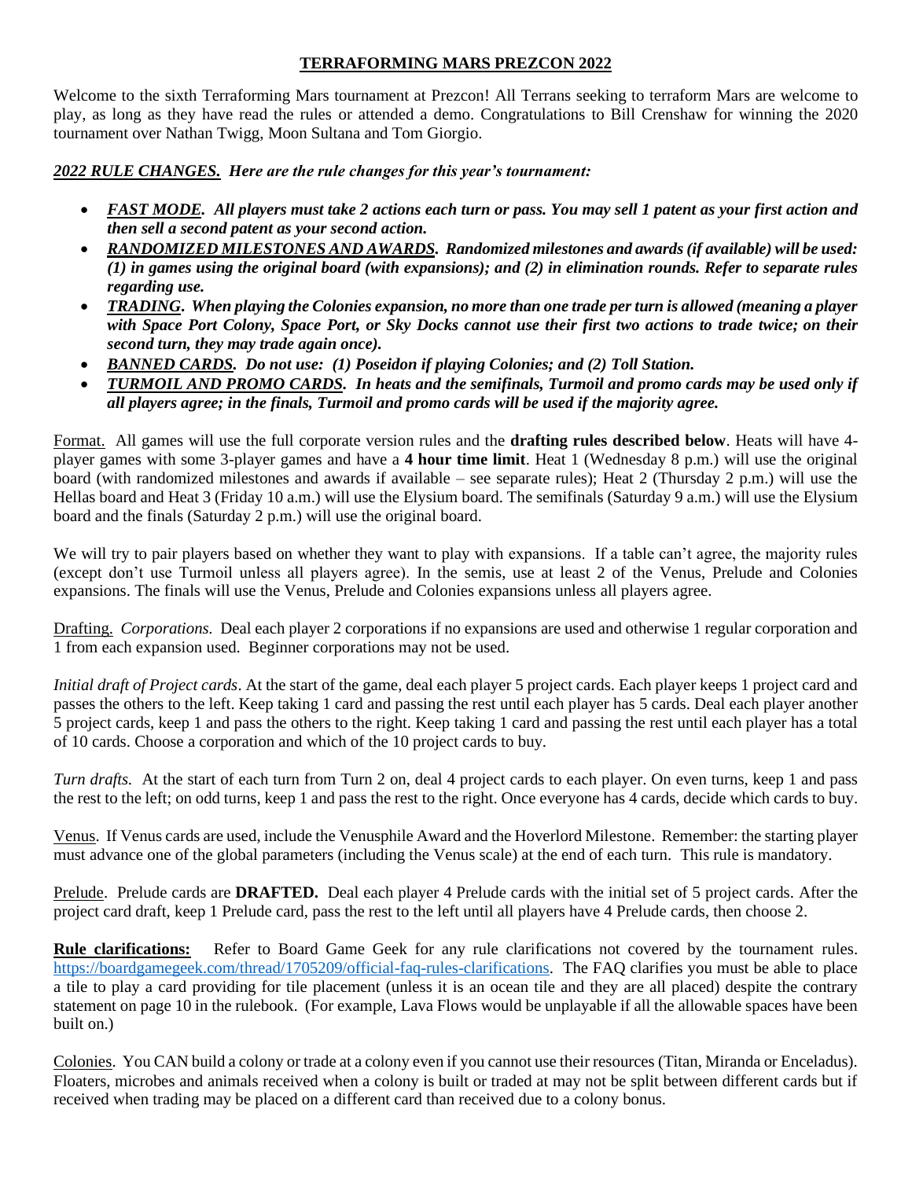# TERRAFORMING MARS PREZCON 2022

Welcome to the sixth Terraforming Mars tournament at Prezcon! All Terrans seeking to terraform Mars are welcome to play, as long as they have read the rules or attended a demo. Congratulations to Bill Crenshaw for winning the 2020 tournament over Nathan Twigg, Moon Sultana and Tom Giorgio.

***2022 RULE CHANGES.*** ***Here are the rule changes for this year's tournament:***

- ***FAST MODE.*** ***All players must take 2 actions each turn or pass. You may sell 1 patent as your first action and then sell a second patent as your second action.***
- ***RANDOMIZED MILESTONES AND AWARDS.*** ***Randomized milestones and awards (if available) will be used: (1) in games using the original board (with expansions); and (2) in elimination rounds. Refer to separate rules regarding use.***
- ***TRADING.*** ***When playing the Colonies expansion, no more than one trade per turn is allowed (meaning a player with Space Port Colony, Space Port, or Sky Docks cannot use their first two actions to trade twice; on their second turn, they may trade again once).***
- ***BANNED CARDS.*** ***Do not use: (1) Poseidon if playing Colonies; and (2) Toll Station.***
- ***TURMOIL AND PROMO CARDS.*** ***In heats and the semifinals, Turmoil and promo cards may be used only if all players agree; in the finals, Turmoil and promo cards will be used if the majority agree.***

Format. All games will use the full corporate version rules and the **drafting rules described below**. Heats will have 4-player games with some 3-player games and have a **4 hour time limit**. Heat 1 (Wednesday 8 p.m.) will use the original board (with randomized milestones and awards if available – see separate rules); Heat 2 (Thursday 2 p.m.) will use the Hellas board and Heat 3 (Friday 10 a.m.) will use the Elysium board. The semifinals (Saturday 9 a.m.) will use the Elysium board and the finals (Saturday 2 p.m.) will use the original board.

We will try to pair players based on whether they want to play with expansions. If a table can't agree, the majority rules (except don't use Turmoil unless all players agree). In the semis, use at least 2 of the Venus, Prelude and Colonies expansions. The finals will use the Venus, Prelude and Colonies expansions unless all players agree.

Drafting. *Corporations.* Deal each player 2 corporations if no expansions are used and otherwise 1 regular corporation and 1 from each expansion used. Beginner corporations may not be used.

*Initial draft of Project cards*. At the start of the game, deal each player 5 project cards. Each player keeps 1 project card and passes the others to the left. Keep taking 1 card and passing the rest until each player has 5 cards. Deal each player another 5 project cards, keep 1 and pass the others to the right. Keep taking 1 card and passing the rest until each player has a total of 10 cards. Choose a corporation and which of the 10 project cards to buy.

*Turn drafts.* At the start of each turn from Turn 2 on, deal 4 project cards to each player. On even turns, keep 1 and pass the rest to the left; on odd turns, keep 1 and pass the rest to the right. Once everyone has 4 cards, decide which cards to buy.

Venus. If Venus cards are used, include the Venusphile Award and the Hoverlord Milestone. Remember: the starting player must advance one of the global parameters (including the Venus scale) at the end of each turn. This rule is mandatory.

Prelude. Prelude cards are **DRAFTED.** Deal each player 4 Prelude cards with the initial set of 5 project cards. After the project card draft, keep 1 Prelude card, pass the rest to the left until all players have 4 Prelude cards, then choose 2.

**Rule clarifications:** Refer to Board Game Geek for any rule clarifications not covered by the tournament rules. https://boardgamegeek.com/thread/1705209/official-faq-rules-clarifications. The FAQ clarifies you must be able to place a tile to play a card providing for tile placement (unless it is an ocean tile and they are all placed) despite the contrary statement on page 10 in the rulebook. (For example, Lava Flows would be unplayable if all the allowable spaces have been built on.)

Colonies. You CAN build a colony or trade at a colony even if you cannot use their resources (Titan, Miranda or Enceladus). Floaters, microbes and animals received when a colony is built or traded at may not be split between different cards but if received when trading may be placed on a different card than received due to a colony bonus.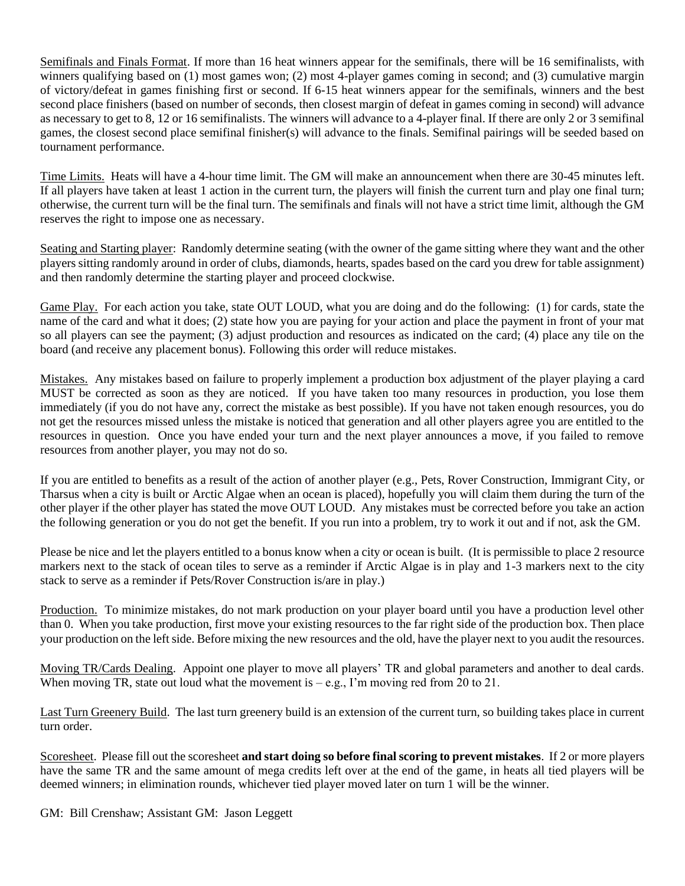Semifinals and Finals Format. If more than 16 heat winners appear for the semifinals, there will be 16 semifinalists, with winners qualifying based on (1) most games won; (2) most 4-player games coming in second; and (3) cumulative margin of victory/defeat in games finishing first or second. If 6-15 heat winners appear for the semifinals, winners and the best second place finishers (based on number of seconds, then closest margin of defeat in games coming in second) will advance as necessary to get to 8, 12 or 16 semifinalists. The winners will advance to a 4-player final. If there are only 2 or 3 semifinal games, the closest second place semifinal finisher(s) will advance to the finals. Semifinal pairings will be seeded based on tournament performance.

Time Limits. Heats will have a 4-hour time limit. The GM will make an announcement when there are 30-45 minutes left. If all players have taken at least 1 action in the current turn, the players will finish the current turn and play one final turn; otherwise, the current turn will be the final turn. The semifinals and finals will not have a strict time limit, although the GM reserves the right to impose one as necessary.

Seating and Starting player: Randomly determine seating (with the owner of the game sitting where they want and the other players sitting randomly around in order of clubs, diamonds, hearts, spades based on the card you drew for table assignment) and then randomly determine the starting player and proceed clockwise.

Game Play. For each action you take, state OUT LOUD, what you are doing and do the following: (1) for cards, state the name of the card and what it does; (2) state how you are paying for your action and place the payment in front of your mat so all players can see the payment; (3) adjust production and resources as indicated on the card; (4) place any tile on the board (and receive any placement bonus). Following this order will reduce mistakes.

Mistakes. Any mistakes based on failure to properly implement a production box adjustment of the player playing a card MUST be corrected as soon as they are noticed. If you have taken too many resources in production, you lose them immediately (if you do not have any, correct the mistake as best possible). If you have not taken enough resources, you do not get the resources missed unless the mistake is noticed that generation and all other players agree you are entitled to the resources in question. Once you have ended your turn and the next player announces a move, if you failed to remove resources from another player, you may not do so.

If you are entitled to benefits as a result of the action of another player (e.g., Pets, Rover Construction, Immigrant City, or Tharsus when a city is built or Arctic Algae when an ocean is placed), hopefully you will claim them during the turn of the other player if the other player has stated the move OUT LOUD. Any mistakes must be corrected before you take an action the following generation or you do not get the benefit. If you run into a problem, try to work it out and if not, ask the GM.

Please be nice and let the players entitled to a bonus know when a city or ocean is built. (It is permissible to place 2 resource markers next to the stack of ocean tiles to serve as a reminder if Arctic Algae is in play and 1-3 markers next to the city stack to serve as a reminder if Pets/Rover Construction is/are in play.)

Production. To minimize mistakes, do not mark production on your player board until you have a production level other than 0. When you take production, first move your existing resources to the far right side of the production box. Then place your production on the left side. Before mixing the new resources and the old, have the player next to you audit the resources.

Moving TR/Cards Dealing. Appoint one player to move all players' TR and global parameters and another to deal cards. When moving TR, state out loud what the movement is – e.g., I'm moving red from 20 to 21.

Last Turn Greenery Build. The last turn greenery build is an extension of the current turn, so building takes place in current turn order.

Scoresheet. Please fill out the scoresheet **and start doing so before final scoring to prevent mistakes**. If 2 or more players have the same TR and the same amount of mega credits left over at the end of the game, in heats all tied players will be deemed winners; in elimination rounds, whichever tied player moved later on turn 1 will be the winner.

GM: Bill Crenshaw; Assistant GM: Jason Leggett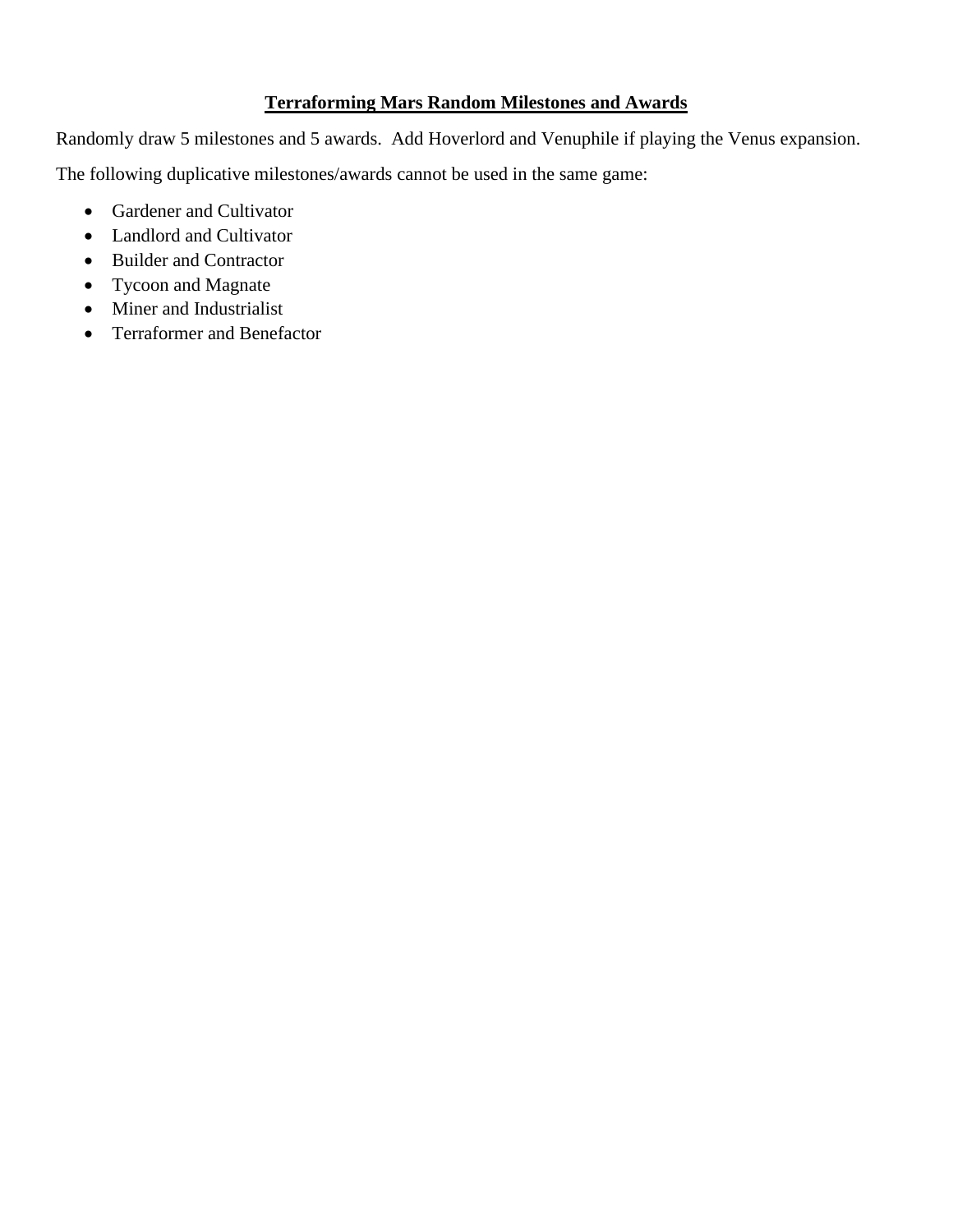# **Terraforming Mars Random Milestones and Awards**

Randomly draw 5 milestones and 5 awards.  Add Hoverlord and Venuphile if playing the Venus expansion.

The following duplicative milestones/awards cannot be used in the same game:

- Gardener and Cultivator
- Landlord and Cultivator
- Builder and Contractor
- Tycoon and Magnate
- Miner and Industrialist
- Terraformer and Benefactor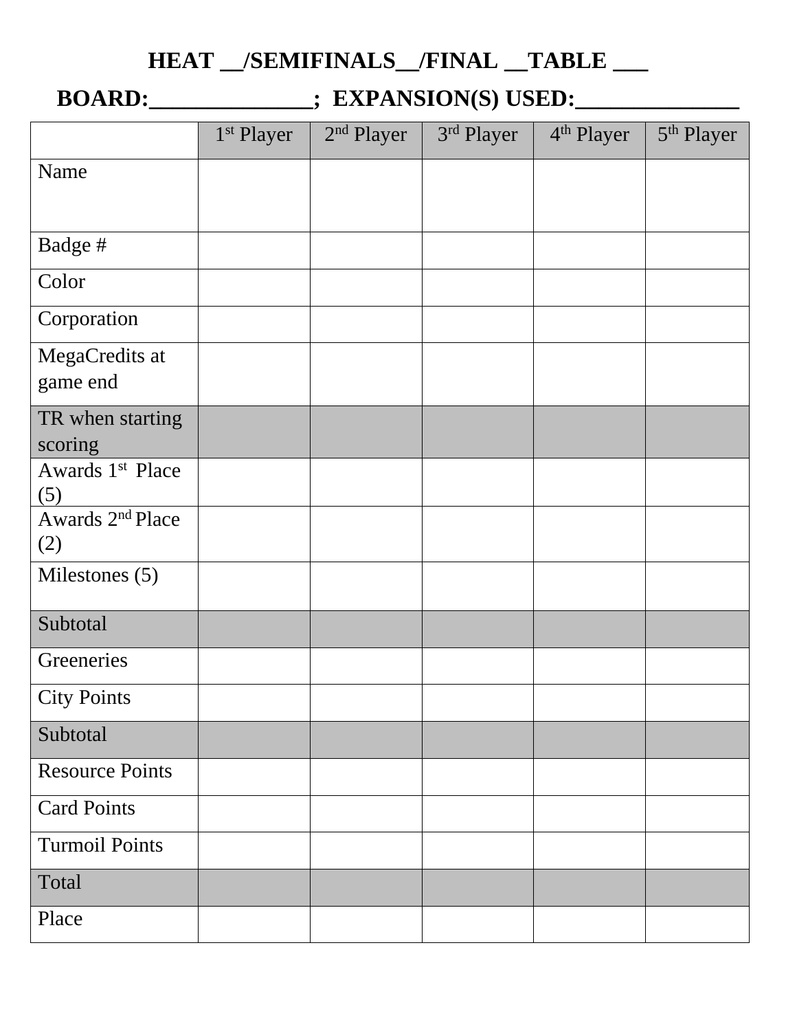# HEAT __/SEMIFINALS__/FINAL __TABLE ___

## BOARD:______________; EXPANSION(S) USED:______________

| | 1st Player | 2nd Player | 3rd Player | 4th Player | 5th Player |
|---|---|---|---|---|---|
| Name | | | | | |
| Badge # | | | | | |
| Color | | | | | |
| Corporation | | | | | |
| MegaCredits at game end | | | | | |
| TR when starting scoring | | | | | |
| Awards 1st Place (5) | | | | | |
| Awards 2nd Place (2) | | | | | |
| Milestones (5) | | | | | |
| Subtotal | | | | | |
| Greeneries | | | | | |
| City Points | | | | | |
| Subtotal | | | | | |
| Resource Points | | | | | |
| Card Points | | | | | |
| Turmoil Points | | | | | |
| Total | | | | | |
| Place | | | | | |